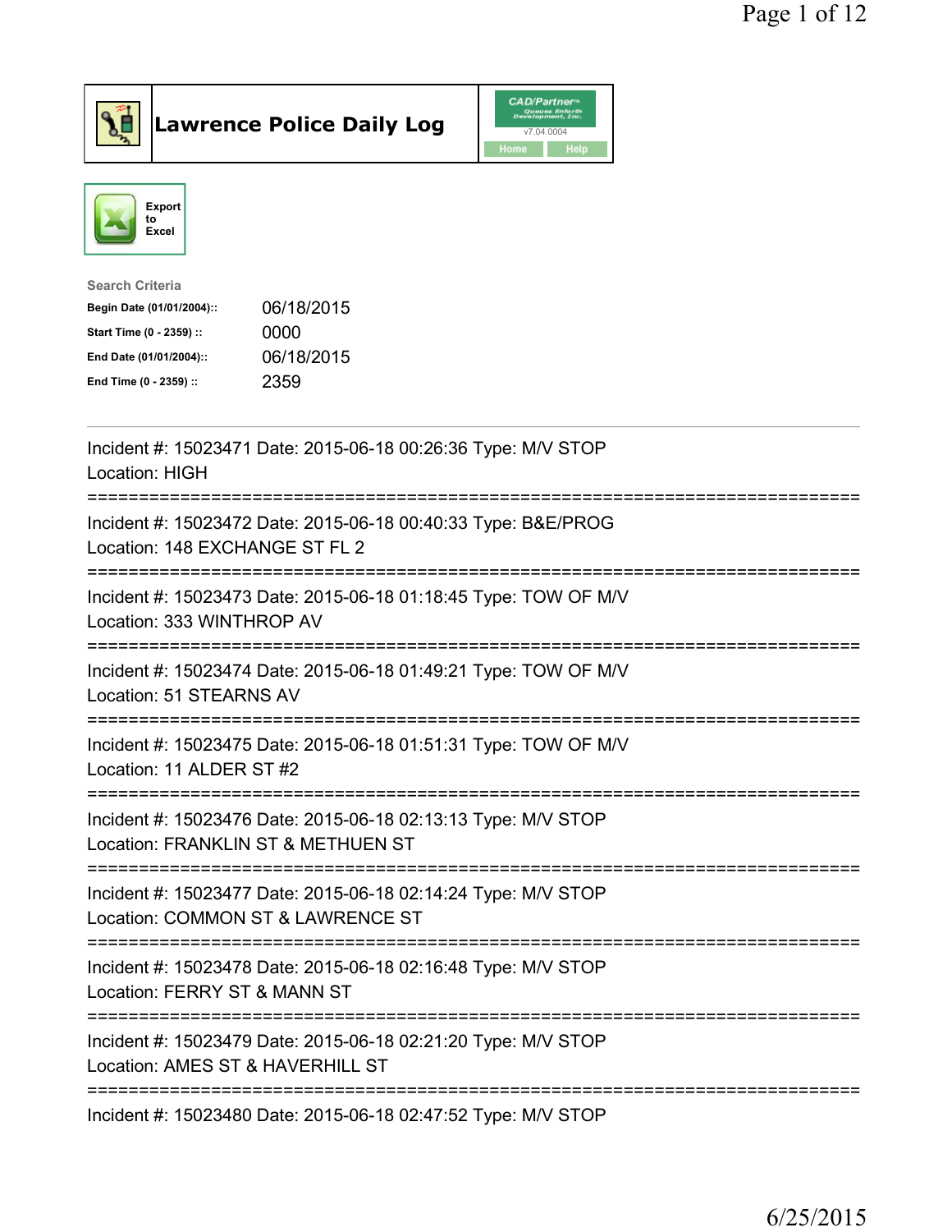# Lawrence Police Daily Log

CAD/Partner v7.04.0004

Home | Help

Export to Excel

**Search Criteria**

| | |
|---|---|
| Begin Date (01/01/2004):: | 06/18/2015 |
| Start Time (0 - 2359) :: | 0000 |
| End Date (01/01/2004):: | 06/18/2015 |
| End Time (0 - 2359) :: | 2359 |

---

Incident #: 15023471 Date: 2015-06-18 00:26:36 Type: M/V STOP
Location: HIGH

===========================================================================

Incident #: 15023472 Date: 2015-06-18 00:40:33 Type: B&E/PROG
Location: 148 EXCHANGE ST FL 2

===========================================================================

Incident #: 15023473 Date: 2015-06-18 01:18:45 Type: TOW OF M/V
Location: 333 WINTHROP AV

===========================================================================

Incident #: 15023474 Date: 2015-06-18 01:49:21 Type: TOW OF M/V
Location: 51 STEARNS AV

===========================================================================

Incident #: 15023475 Date: 2015-06-18 01:51:31 Type: TOW OF M/V
Location: 11 ALDER ST #2

===========================================================================

Incident #: 15023476 Date: 2015-06-18 02:13:13 Type: M/V STOP
Location: FRANKLIN ST & METHUEN ST

===========================================================================

Incident #: 15023477 Date: 2015-06-18 02:14:24 Type: M/V STOP
Location: COMMON ST & LAWRENCE ST

===========================================================================

Incident #: 15023478 Date: 2015-06-18 02:16:48 Type: M/V STOP
Location: FERRY ST & MANN ST

===========================================================================

Incident #: 15023479 Date: 2015-06-18 02:21:20 Type: M/V STOP
Location: AMES ST & HAVERHILL ST

===========================================================================

Incident #: 15023480 Date: 2015-06-18 02:47:52 Type: M/V STOP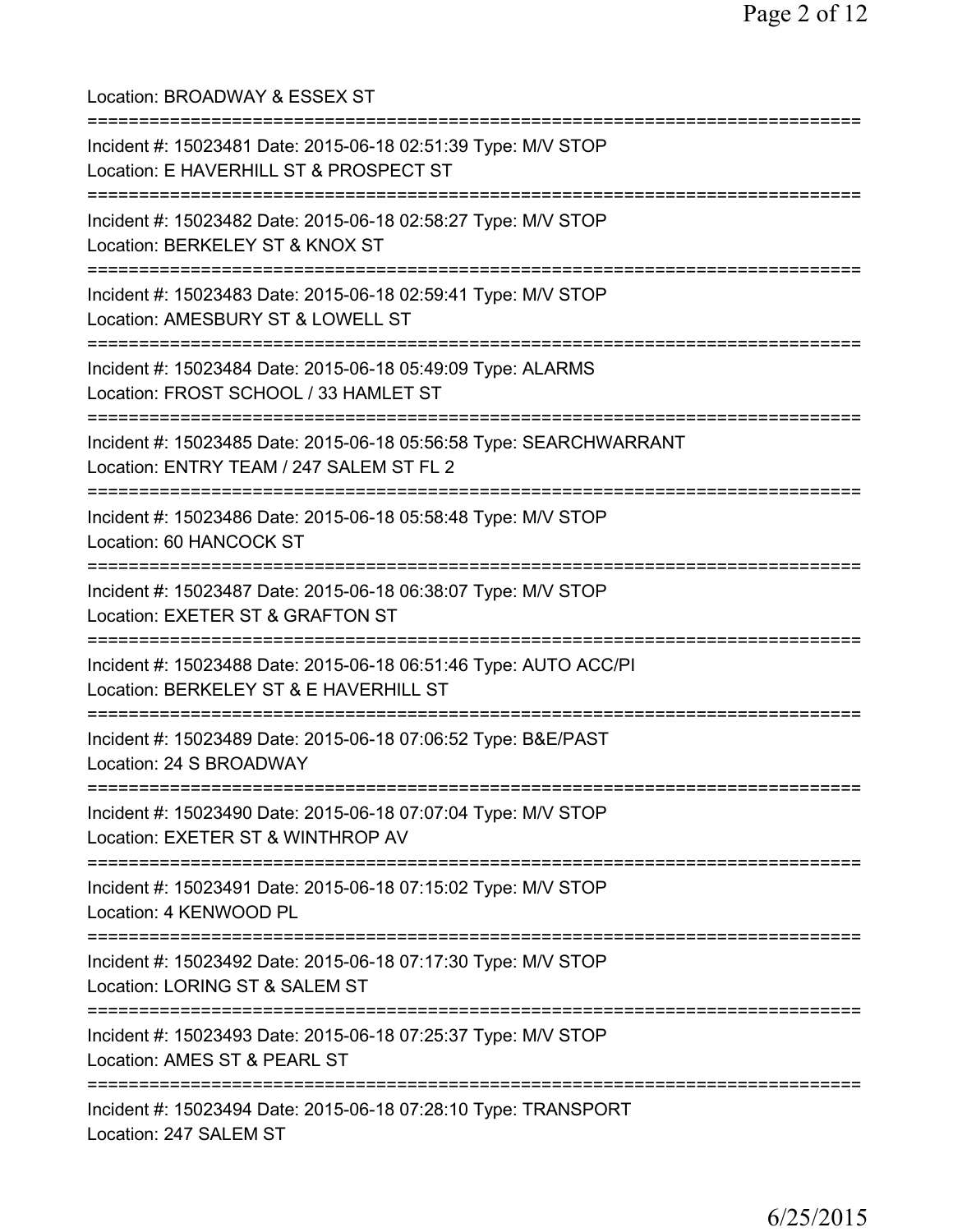Location: BROADWAY & ESSEX ST

===========================================================================

Incident #: 15023481 Date: 2015-06-18 02:51:39 Type: M/V STOP
Location: E HAVERHILL ST & PROSPECT ST

===========================================================================

Incident #: 15023482 Date: 2015-06-18 02:58:27 Type: M/V STOP
Location: BERKELEY ST & KNOX ST

===========================================================================

Incident #: 15023483 Date: 2015-06-18 02:59:41 Type: M/V STOP
Location: AMESBURY ST & LOWELL ST

===========================================================================

Incident #: 15023484 Date: 2015-06-18 05:49:09 Type: ALARMS
Location: FROST SCHOOL / 33 HAMLET ST

===========================================================================

Incident #: 15023485 Date: 2015-06-18 05:56:58 Type: SEARCHWARRANT
Location: ENTRY TEAM / 247 SALEM ST FL 2

===========================================================================

Incident #: 15023486 Date: 2015-06-18 05:58:48 Type: M/V STOP
Location: 60 HANCOCK ST

===========================================================================

Incident #: 15023487 Date: 2015-06-18 06:38:07 Type: M/V STOP
Location: EXETER ST & GRAFTON ST

===========================================================================

Incident #: 15023488 Date: 2015-06-18 06:51:46 Type: AUTO ACC/PI
Location: BERKELEY ST & E HAVERHILL ST

===========================================================================

Incident #: 15023489 Date: 2015-06-18 07:06:52 Type: B&E/PAST
Location: 24 S BROADWAY

===========================================================================

Incident #: 15023490 Date: 2015-06-18 07:07:04 Type: M/V STOP
Location: EXETER ST & WINTHROP AV

===========================================================================

Incident #: 15023491 Date: 2015-06-18 07:15:02 Type: M/V STOP
Location: 4 KENWOOD PL

===========================================================================

Incident #: 15023492 Date: 2015-06-18 07:17:30 Type: M/V STOP
Location: LORING ST & SALEM ST

===========================================================================

Incident #: 15023493 Date: 2015-06-18 07:25:37 Type: M/V STOP
Location: AMES ST & PEARL ST

===========================================================================

Incident #: 15023494 Date: 2015-06-18 07:28:10 Type: TRANSPORT
Location: 247 SALEM ST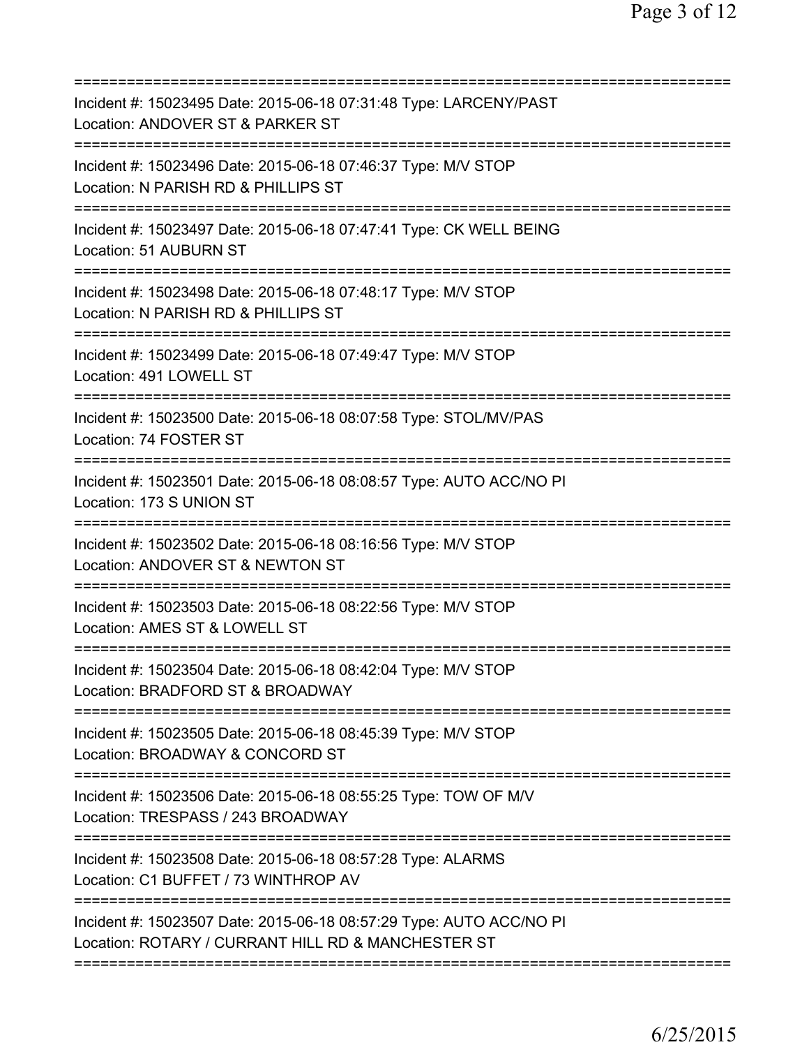Incident #: 15023495 Date: 2015-06-18 07:31:48 Type: LARCENY/PAST
Location: ANDOVER ST & PARKER ST

---

Incident #: 15023496 Date: 2015-06-18 07:46:37 Type: M/V STOP
Location: N PARISH RD & PHILLIPS ST

---

Incident #: 15023497 Date: 2015-06-18 07:47:41 Type: CK WELL BEING
Location: 51 AUBURN ST

---

Incident #: 15023498 Date: 2015-06-18 07:48:17 Type: M/V STOP
Location: N PARISH RD & PHILLIPS ST

---

Incident #: 15023499 Date: 2015-06-18 07:49:47 Type: M/V STOP
Location: 491 LOWELL ST

---

Incident #: 15023500 Date: 2015-06-18 08:07:58 Type: STOL/MV/PAS
Location: 74 FOSTER ST

---

Incident #: 15023501 Date: 2015-06-18 08:08:57 Type: AUTO ACC/NO PI
Location: 173 S UNION ST

---

Incident #: 15023502 Date: 2015-06-18 08:16:56 Type: M/V STOP
Location: ANDOVER ST & NEWTON ST

---

Incident #: 15023503 Date: 2015-06-18 08:22:56 Type: M/V STOP
Location: AMES ST & LOWELL ST

---

Incident #: 15023504 Date: 2015-06-18 08:42:04 Type: M/V STOP
Location: BRADFORD ST & BROADWAY

---

Incident #: 15023505 Date: 2015-06-18 08:45:39 Type: M/V STOP
Location: BROADWAY & CONCORD ST

---

Incident #: 15023506 Date: 2015-06-18 08:55:25 Type: TOW OF M/V
Location: TRESPASS / 243 BROADWAY

---

Incident #: 15023508 Date: 2015-06-18 08:57:28 Type: ALARMS
Location: C1 BUFFET / 73 WINTHROP AV

---

Incident #: 15023507 Date: 2015-06-18 08:57:29 Type: AUTO ACC/NO PI
Location: ROTARY / CURRANT HILL RD & MANCHESTER ST

---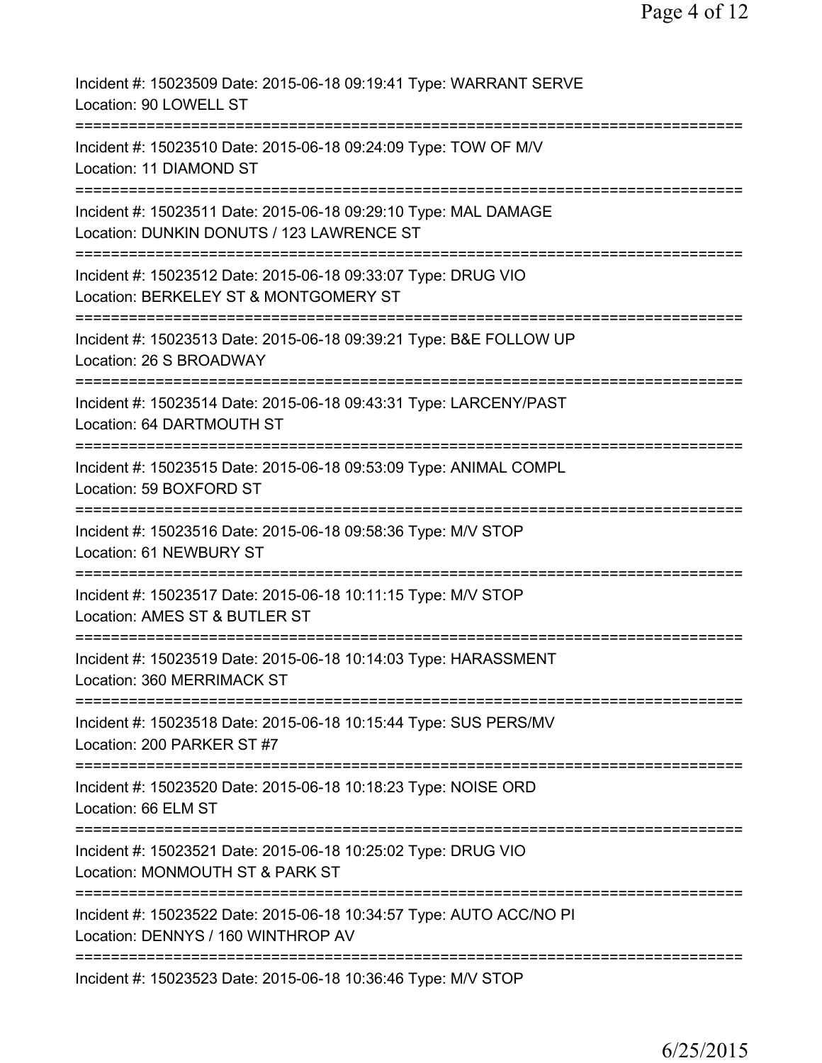Incident #: 15023509 Date: 2015-06-18 09:19:41 Type: WARRANT SERVE
Location: 90 LOWELL ST

===========================================================================

Incident #: 15023510 Date: 2015-06-18 09:24:09 Type: TOW OF M/V
Location: 11 DIAMOND ST

===========================================================================

Incident #: 15023511 Date: 2015-06-18 09:29:10 Type: MAL DAMAGE
Location: DUNKIN DONUTS / 123 LAWRENCE ST

===========================================================================

Incident #: 15023512 Date: 2015-06-18 09:33:07 Type: DRUG VIO
Location: BERKELEY ST & MONTGOMERY ST

===========================================================================

Incident #: 15023513 Date: 2015-06-18 09:39:21 Type: B&E FOLLOW UP
Location: 26 S BROADWAY

===========================================================================

Incident #: 15023514 Date: 2015-06-18 09:43:31 Type: LARCENY/PAST
Location: 64 DARTMOUTH ST

===========================================================================

Incident #: 15023515 Date: 2015-06-18 09:53:09 Type: ANIMAL COMPL
Location: 59 BOXFORD ST

===========================================================================

Incident #: 15023516 Date: 2015-06-18 09:58:36 Type: M/V STOP
Location: 61 NEWBURY ST

===========================================================================

Incident #: 15023517 Date: 2015-06-18 10:11:15 Type: M/V STOP
Location: AMES ST & BUTLER ST

===========================================================================

Incident #: 15023519 Date: 2015-06-18 10:14:03 Type: HARASSMENT
Location: 360 MERRIMACK ST

===========================================================================

Incident #: 15023518 Date: 2015-06-18 10:15:44 Type: SUS PERS/MV
Location: 200 PARKER ST #7

===========================================================================

Incident #: 15023520 Date: 2015-06-18 10:18:23 Type: NOISE ORD
Location: 66 ELM ST

===========================================================================

Incident #: 15023521 Date: 2015-06-18 10:25:02 Type: DRUG VIO
Location: MONMOUTH ST & PARK ST

===========================================================================

Incident #: 15023522 Date: 2015-06-18 10:34:57 Type: AUTO ACC/NO PI
Location: DENNYS / 160 WINTHROP AV

===========================================================================

Incident #: 15023523 Date: 2015-06-18 10:36:46 Type: M/V STOP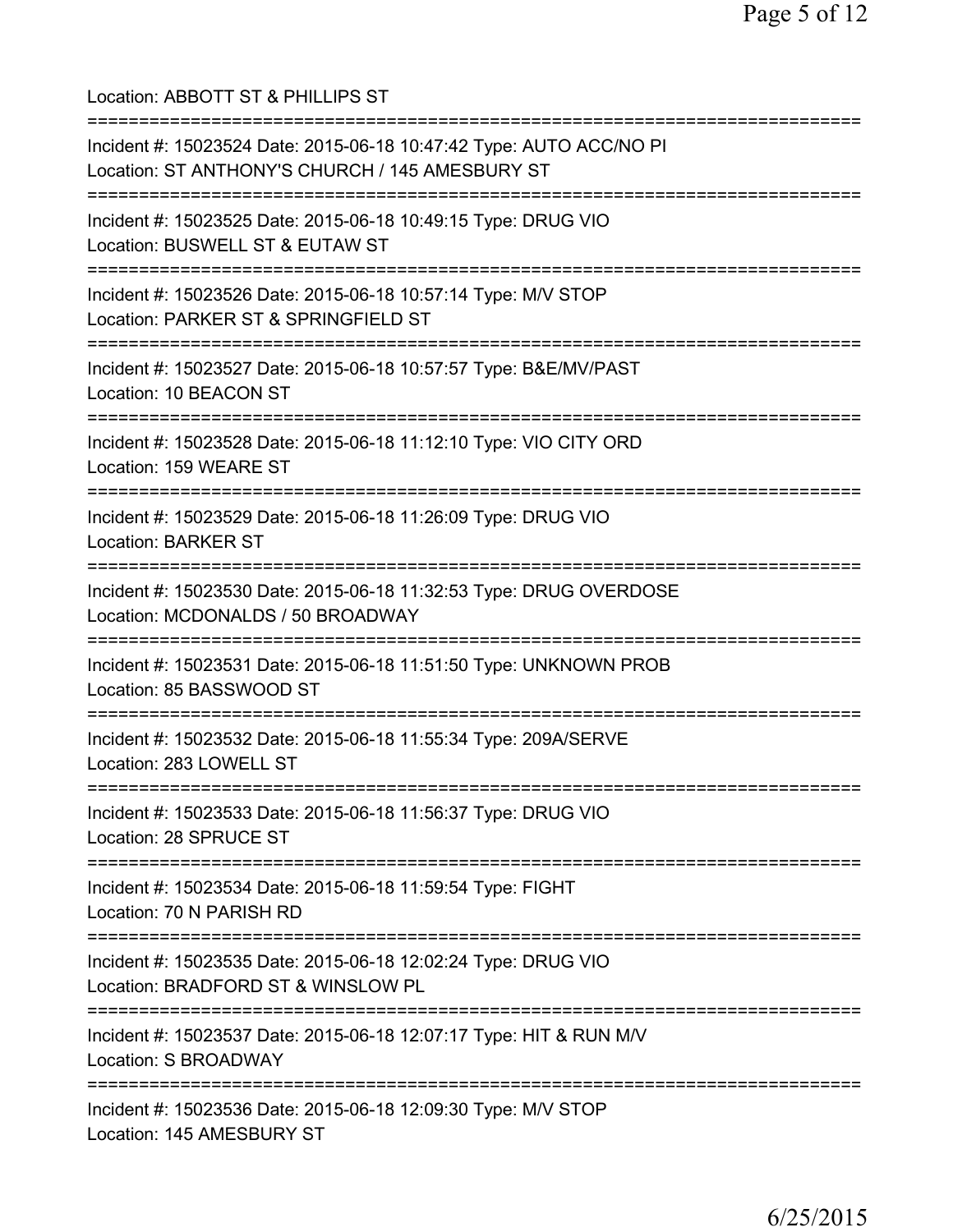Location: ABBOTT ST & PHILLIPS ST

===========================================================================

Incident #: 15023524 Date: 2015-06-18 10:47:42 Type: AUTO ACC/NO PI
Location: ST ANTHONY'S CHURCH / 145 AMESBURY ST

===========================================================================

Incident #: 15023525 Date: 2015-06-18 10:49:15 Type: DRUG VIO
Location: BUSWELL ST & EUTAW ST

===========================================================================

Incident #: 15023526 Date: 2015-06-18 10:57:14 Type: M/V STOP
Location: PARKER ST & SPRINGFIELD ST

===========================================================================

Incident #: 15023527 Date: 2015-06-18 10:57:57 Type: B&E/MV/PAST
Location: 10 BEACON ST

===========================================================================

Incident #: 15023528 Date: 2015-06-18 11:12:10 Type: VIO CITY ORD
Location: 159 WEARE ST

===========================================================================

Incident #: 15023529 Date: 2015-06-18 11:26:09 Type: DRUG VIO
Location: BARKER ST

===========================================================================

Incident #: 15023530 Date: 2015-06-18 11:32:53 Type: DRUG OVERDOSE
Location: MCDONALDS / 50 BROADWAY

===========================================================================

Incident #: 15023531 Date: 2015-06-18 11:51:50 Type: UNKNOWN PROB
Location: 85 BASSWOOD ST

===========================================================================

Incident #: 15023532 Date: 2015-06-18 11:55:34 Type: 209A/SERVE
Location: 283 LOWELL ST

===========================================================================

Incident #: 15023533 Date: 2015-06-18 11:56:37 Type: DRUG VIO
Location: 28 SPRUCE ST

===========================================================================

Incident #: 15023534 Date: 2015-06-18 11:59:54 Type: FIGHT
Location: 70 N PARISH RD

===========================================================================

Incident #: 15023535 Date: 2015-06-18 12:02:24 Type: DRUG VIO
Location: BRADFORD ST & WINSLOW PL

===========================================================================

Incident #: 15023537 Date: 2015-06-18 12:07:17 Type: HIT & RUN M/V
Location: S BROADWAY

===========================================================================

Incident #: 15023536 Date: 2015-06-18 12:09:30 Type: M/V STOP
Location: 145 AMESBURY ST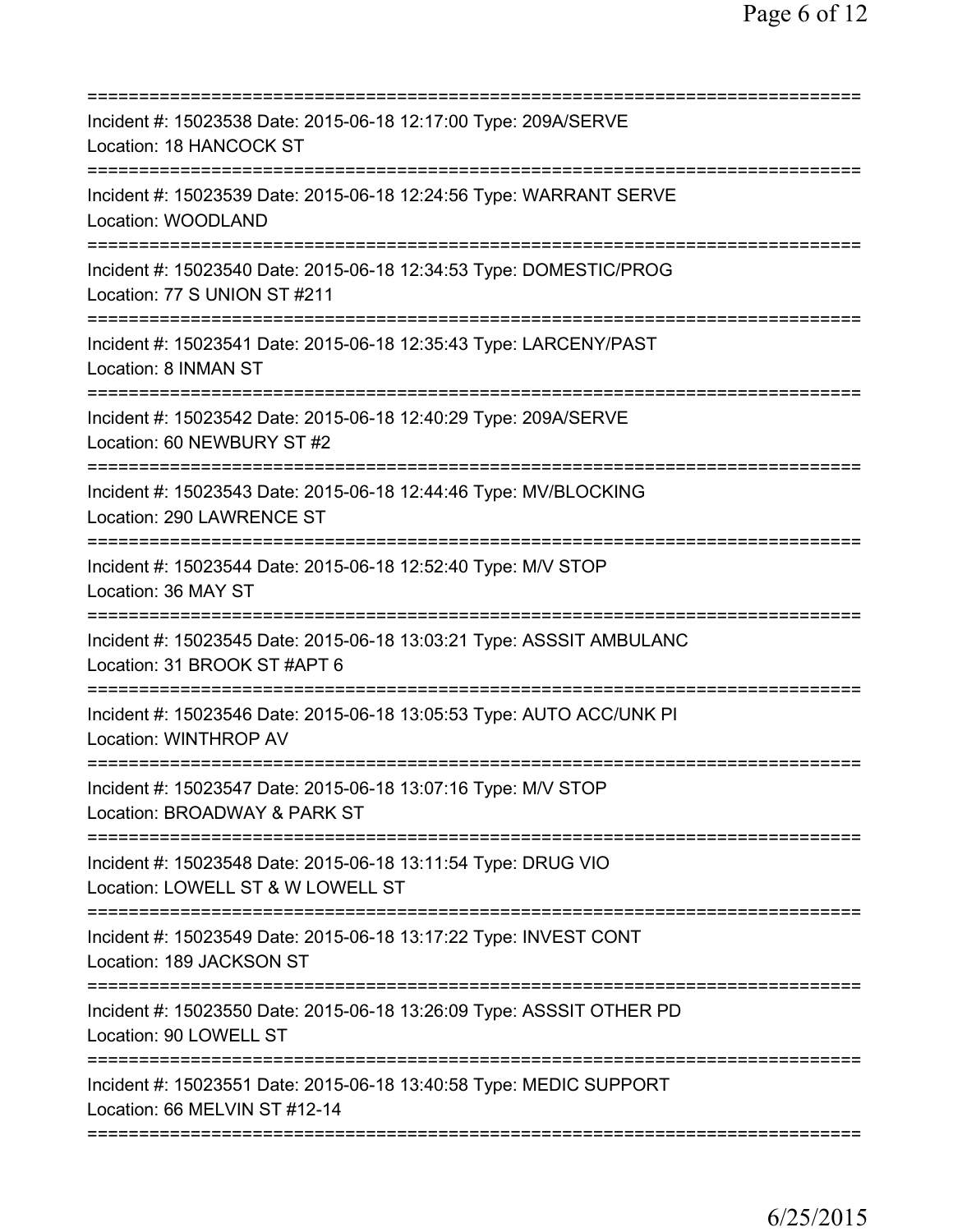===========================================================================

Incident #: 15023538 Date: 2015-06-18 12:17:00 Type: 209A/SERVE
Location: 18 HANCOCK ST

===========================================================================

Incident #: 15023539 Date: 2015-06-18 12:24:56 Type: WARRANT SERVE
Location: WOODLAND

===========================================================================

Incident #: 15023540 Date: 2015-06-18 12:34:53 Type: DOMESTIC/PROG
Location: 77 S UNION ST #211

===========================================================================

Incident #: 15023541 Date: 2015-06-18 12:35:43 Type: LARCENY/PAST
Location: 8 INMAN ST

===========================================================================

Incident #: 15023542 Date: 2015-06-18 12:40:29 Type: 209A/SERVE
Location: 60 NEWBURY ST #2

===========================================================================

Incident #: 15023543 Date: 2015-06-18 12:44:46 Type: MV/BLOCKING
Location: 290 LAWRENCE ST

===========================================================================

Incident #: 15023544 Date: 2015-06-18 12:52:40 Type: M/V STOP
Location: 36 MAY ST

===========================================================================

Incident #: 15023545 Date: 2015-06-18 13:03:21 Type: ASSSIT AMBULANC
Location: 31 BROOK ST #APT 6

===========================================================================

Incident #: 15023546 Date: 2015-06-18 13:05:53 Type: AUTO ACC/UNK PI
Location: WINTHROP AV

===========================================================================

Incident #: 15023547 Date: 2015-06-18 13:07:16 Type: M/V STOP
Location: BROADWAY & PARK ST

===========================================================================

Incident #: 15023548 Date: 2015-06-18 13:11:54 Type: DRUG VIO
Location: LOWELL ST & W LOWELL ST

===========================================================================

Incident #: 15023549 Date: 2015-06-18 13:17:22 Type: INVEST CONT
Location: 189 JACKSON ST

===========================================================================

Incident #: 15023550 Date: 2015-06-18 13:26:09 Type: ASSSIT OTHER PD
Location: 90 LOWELL ST

===========================================================================

Incident #: 15023551 Date: 2015-06-18 13:40:58 Type: MEDIC SUPPORT
Location: 66 MELVIN ST #12-14

===========================================================================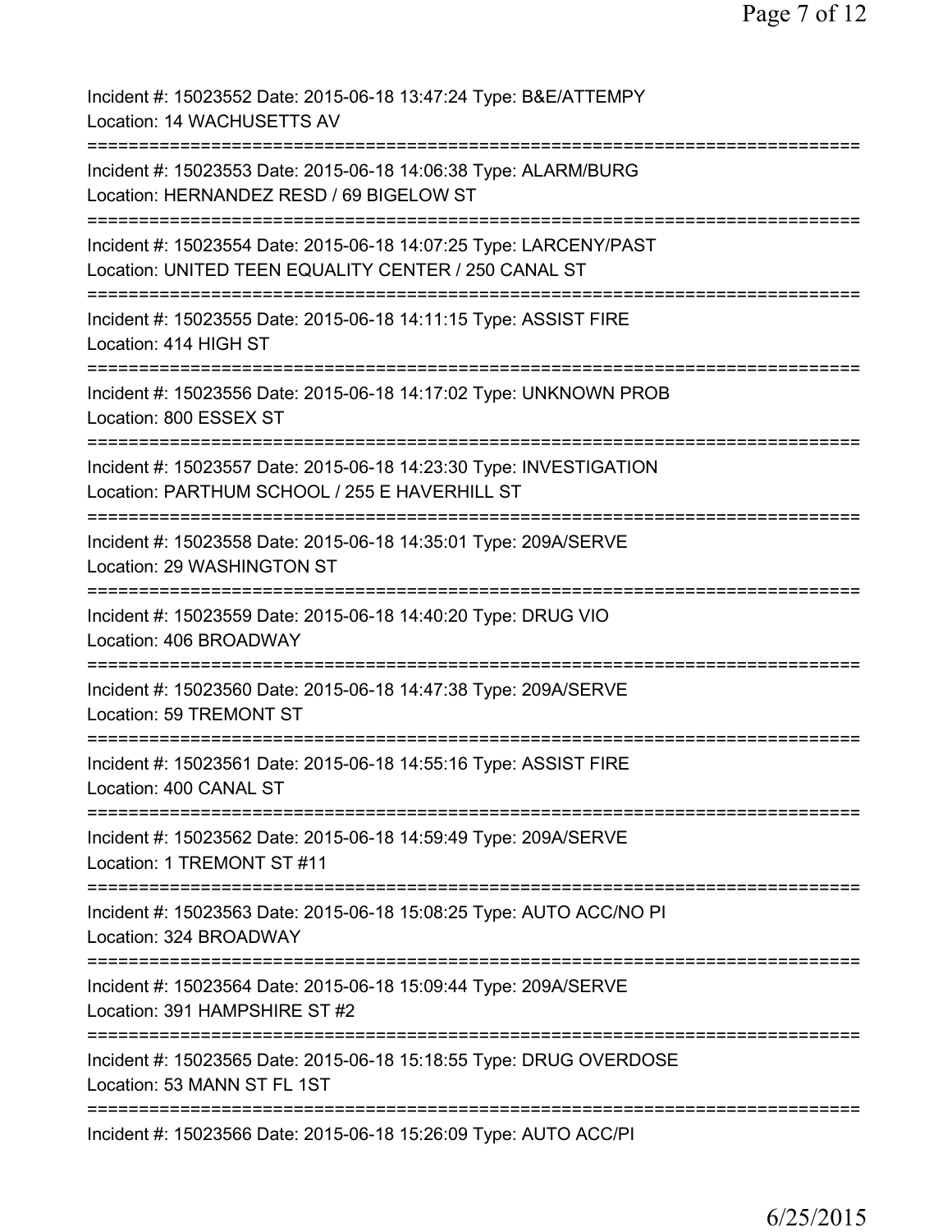Incident #: 15023552 Date: 2015-06-18 13:47:24 Type: B&E/ATTEMPY
Location: 14 WACHUSETTS AV

===========================================================================

Incident #: 15023553 Date: 2015-06-18 14:06:38 Type: ALARM/BURG
Location: HERNANDEZ RESD / 69 BIGELOW ST

===========================================================================

Incident #: 15023554 Date: 2015-06-18 14:07:25 Type: LARCENY/PAST
Location: UNITED TEEN EQUALITY CENTER / 250 CANAL ST

===========================================================================

Incident #: 15023555 Date: 2015-06-18 14:11:15 Type: ASSIST FIRE
Location: 414 HIGH ST

===========================================================================

Incident #: 15023556 Date: 2015-06-18 14:17:02 Type: UNKNOWN PROB
Location: 800 ESSEX ST

===========================================================================

Incident #: 15023557 Date: 2015-06-18 14:23:30 Type: INVESTIGATION
Location: PARTHUM SCHOOL / 255 E HAVERHILL ST

===========================================================================

Incident #: 15023558 Date: 2015-06-18 14:35:01 Type: 209A/SERVE
Location: 29 WASHINGTON ST

===========================================================================

Incident #: 15023559 Date: 2015-06-18 14:40:20 Type: DRUG VIO
Location: 406 BROADWAY

===========================================================================

Incident #: 15023560 Date: 2015-06-18 14:47:38 Type: 209A/SERVE
Location: 59 TREMONT ST

===========================================================================

Incident #: 15023561 Date: 2015-06-18 14:55:16 Type: ASSIST FIRE
Location: 400 CANAL ST

===========================================================================

Incident #: 15023562 Date: 2015-06-18 14:59:49 Type: 209A/SERVE
Location: 1 TREMONT ST #11

===========================================================================

Incident #: 15023563 Date: 2015-06-18 15:08:25 Type: AUTO ACC/NO PI
Location: 324 BROADWAY

===========================================================================

Incident #: 15023564 Date: 2015-06-18 15:09:44 Type: 209A/SERVE
Location: 391 HAMPSHIRE ST #2

===========================================================================

Incident #: 15023565 Date: 2015-06-18 15:18:55 Type: DRUG OVERDOSE
Location: 53 MANN ST FL 1ST

===========================================================================

Incident #: 15023566 Date: 2015-06-18 15:26:09 Type: AUTO ACC/PI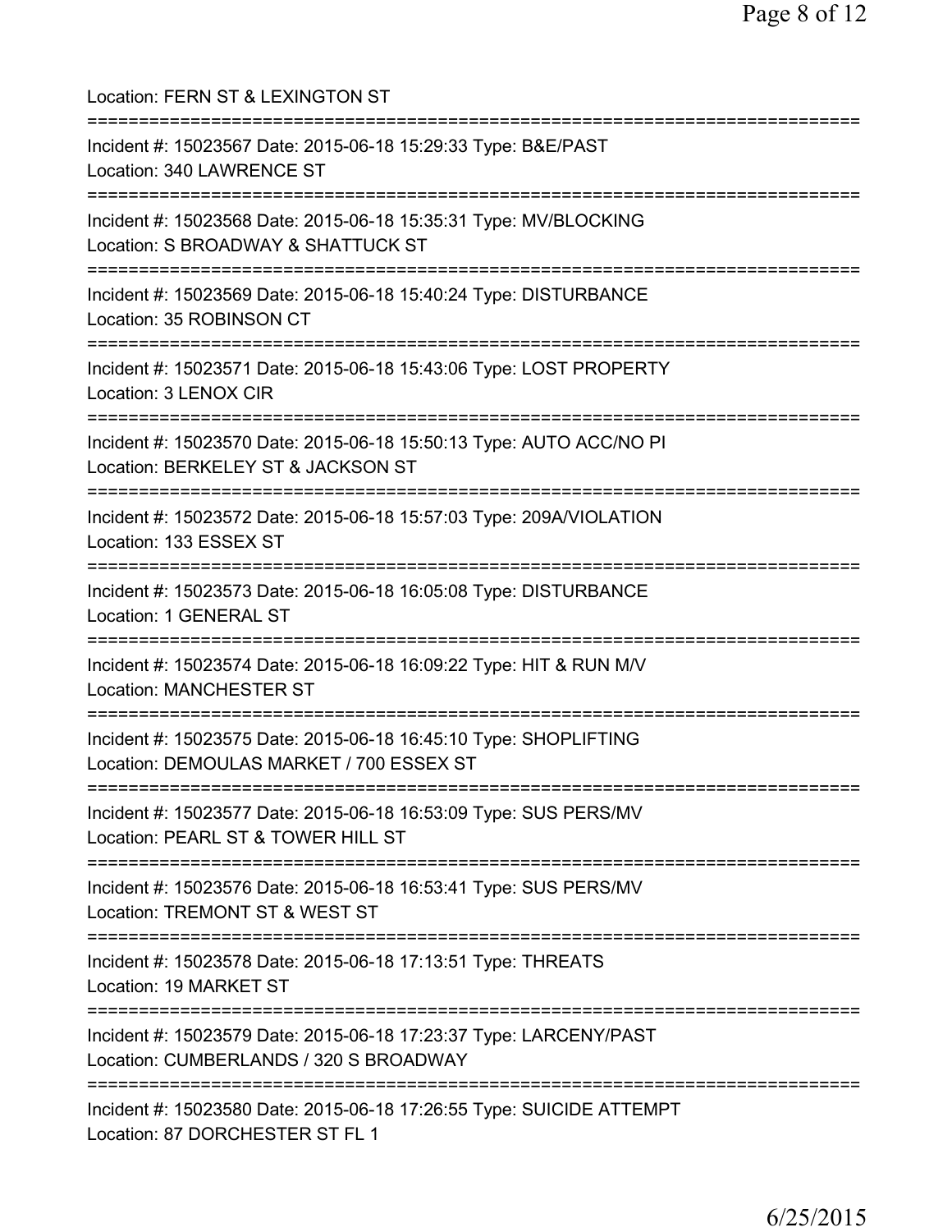Location: FERN ST & LEXINGTON ST

===========================================================================

Incident #: 15023567 Date: 2015-06-18 15:29:33 Type: B&E/PAST
Location: 340 LAWRENCE ST

===========================================================================

Incident #: 15023568 Date: 2015-06-18 15:35:31 Type: MV/BLOCKING
Location: S BROADWAY & SHATTUCK ST

===========================================================================

Incident #: 15023569 Date: 2015-06-18 15:40:24 Type: DISTURBANCE
Location: 35 ROBINSON CT

===========================================================================

Incident #: 15023571 Date: 2015-06-18 15:43:06 Type: LOST PROPERTY
Location: 3 LENOX CIR

===========================================================================

Incident #: 15023570 Date: 2015-06-18 15:50:13 Type: AUTO ACC/NO PI
Location: BERKELEY ST & JACKSON ST

===========================================================================

Incident #: 15023572 Date: 2015-06-18 15:57:03 Type: 209A/VIOLATION
Location: 133 ESSEX ST

===========================================================================

Incident #: 15023573 Date: 2015-06-18 16:05:08 Type: DISTURBANCE
Location: 1 GENERAL ST

===========================================================================

Incident #: 15023574 Date: 2015-06-18 16:09:22 Type: HIT & RUN M/V
Location: MANCHESTER ST

===========================================================================

Incident #: 15023575 Date: 2015-06-18 16:45:10 Type: SHOPLIFTING
Location: DEMOULAS MARKET / 700 ESSEX ST

===========================================================================

Incident #: 15023577 Date: 2015-06-18 16:53:09 Type: SUS PERS/MV
Location: PEARL ST & TOWER HILL ST

===========================================================================

Incident #: 15023576 Date: 2015-06-18 16:53:41 Type: SUS PERS/MV
Location: TREMONT ST & WEST ST

===========================================================================

Incident #: 15023578 Date: 2015-06-18 17:13:51 Type: THREATS
Location: 19 MARKET ST

===========================================================================

Incident #: 15023579 Date: 2015-06-18 17:23:37 Type: LARCENY/PAST
Location: CUMBERLANDS / 320 S BROADWAY

===========================================================================

Incident #: 15023580 Date: 2015-06-18 17:26:55 Type: SUICIDE ATTEMPT
Location: 87 DORCHESTER ST FL 1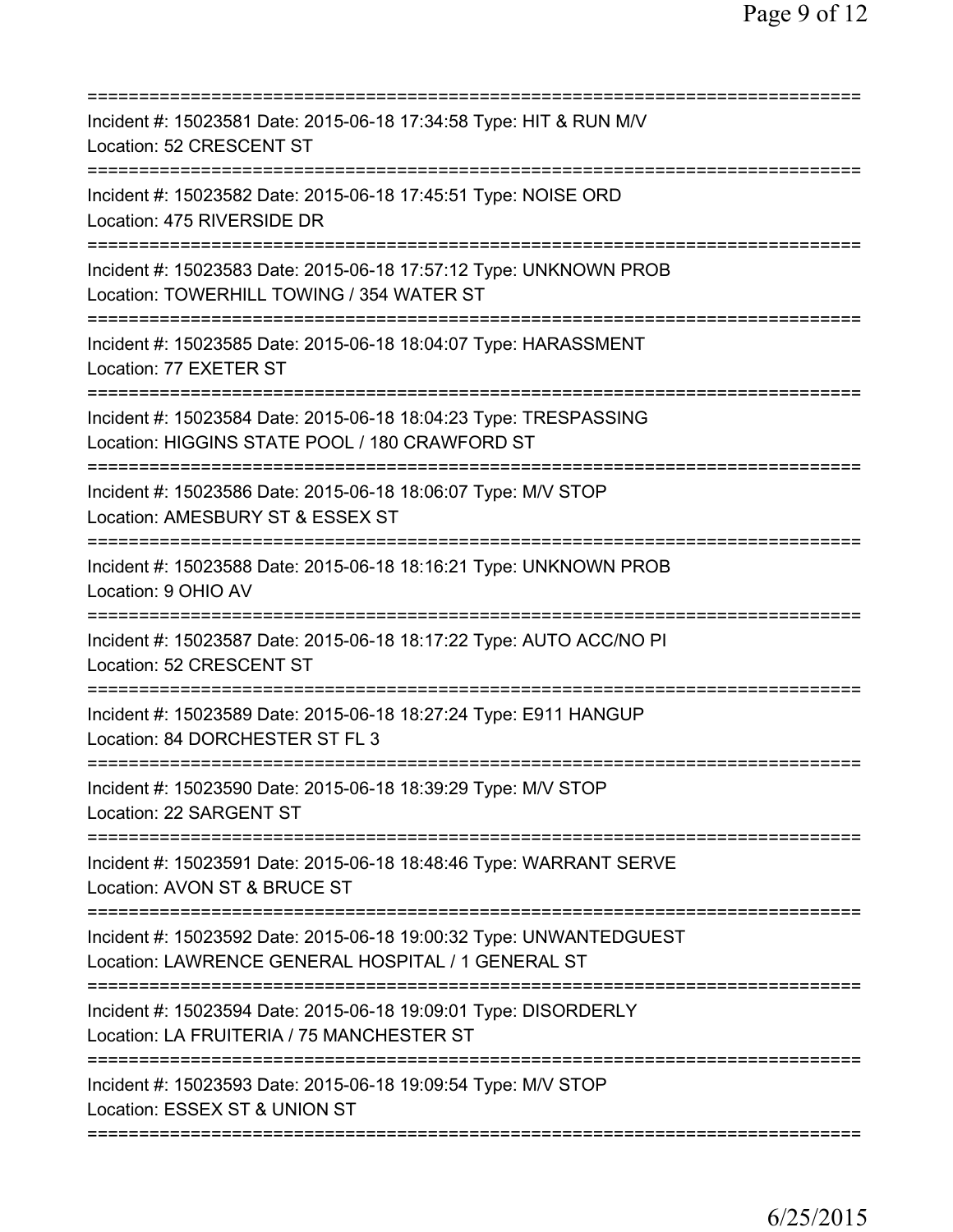===========================================================================

Incident #: 15023581 Date: 2015-06-18 17:34:58 Type: HIT & RUN M/V
Location: 52 CRESCENT ST

===========================================================================

Incident #: 15023582 Date: 2015-06-18 17:45:51 Type: NOISE ORD
Location: 475 RIVERSIDE DR

===========================================================================

Incident #: 15023583 Date: 2015-06-18 17:57:12 Type: UNKNOWN PROB
Location: TOWERHILL TOWING / 354 WATER ST

===========================================================================

Incident #: 15023585 Date: 2015-06-18 18:04:07 Type: HARASSMENT
Location: 77 EXETER ST

===========================================================================

Incident #: 15023584 Date: 2015-06-18 18:04:23 Type: TRESPASSING
Location: HIGGINS STATE POOL / 180 CRAWFORD ST

===========================================================================

Incident #: 15023586 Date: 2015-06-18 18:06:07 Type: M/V STOP
Location: AMESBURY ST & ESSEX ST

===========================================================================

Incident #: 15023588 Date: 2015-06-18 18:16:21 Type: UNKNOWN PROB
Location: 9 OHIO AV

===========================================================================

Incident #: 15023587 Date: 2015-06-18 18:17:22 Type: AUTO ACC/NO PI
Location: 52 CRESCENT ST

===========================================================================

Incident #: 15023589 Date: 2015-06-18 18:27:24 Type: E911 HANGUP
Location: 84 DORCHESTER ST FL 3

===========================================================================

Incident #: 15023590 Date: 2015-06-18 18:39:29 Type: M/V STOP
Location: 22 SARGENT ST

===========================================================================

Incident #: 15023591 Date: 2015-06-18 18:48:46 Type: WARRANT SERVE
Location: AVON ST & BRUCE ST

===========================================================================

Incident #: 15023592 Date: 2015-06-18 19:00:32 Type: UNWANTEDGUEST
Location: LAWRENCE GENERAL HOSPITAL / 1 GENERAL ST

===========================================================================

Incident #: 15023594 Date: 2015-06-18 19:09:01 Type: DISORDERLY
Location: LA FRUITERIA / 75 MANCHESTER ST

===========================================================================

Incident #: 15023593 Date: 2015-06-18 19:09:54 Type: M/V STOP
Location: ESSEX ST & UNION ST

===========================================================================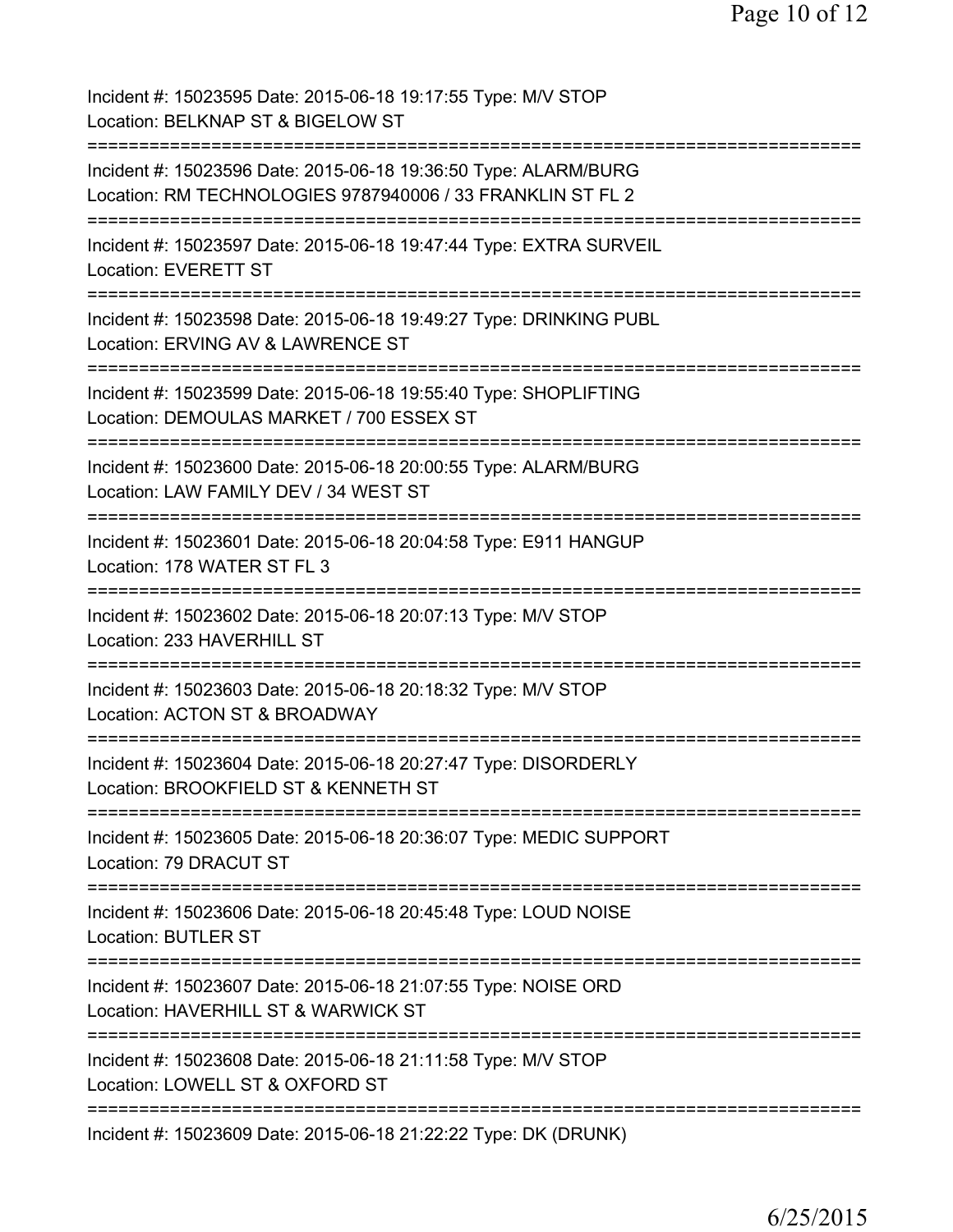Incident #: 15023595 Date: 2015-06-18 19:17:55 Type: M/V STOP
Location: BELKNAP ST & BIGELOW ST

===========================================================================

Incident #: 15023596 Date: 2015-06-18 19:36:50 Type: ALARM/BURG
Location: RM TECHNOLOGIES 9787940006 / 33 FRANKLIN ST FL 2

===========================================================================

Incident #: 15023597 Date: 2015-06-18 19:47:44 Type: EXTRA SURVEIL
Location: EVERETT ST

===========================================================================

Incident #: 15023598 Date: 2015-06-18 19:49:27 Type: DRINKING PUBL
Location: ERVING AV & LAWRENCE ST

===========================================================================

Incident #: 15023599 Date: 2015-06-18 19:55:40 Type: SHOPLIFTING
Location: DEMOULAS MARKET / 700 ESSEX ST

===========================================================================

Incident #: 15023600 Date: 2015-06-18 20:00:55 Type: ALARM/BURG
Location: LAW FAMILY DEV / 34 WEST ST

===========================================================================

Incident #: 15023601 Date: 2015-06-18 20:04:58 Type: E911 HANGUP
Location: 178 WATER ST FL 3

===========================================================================

Incident #: 15023602 Date: 2015-06-18 20:07:13 Type: M/V STOP
Location: 233 HAVERHILL ST

===========================================================================

Incident #: 15023603 Date: 2015-06-18 20:18:32 Type: M/V STOP
Location: ACTON ST & BROADWAY

===========================================================================

Incident #: 15023604 Date: 2015-06-18 20:27:47 Type: DISORDERLY
Location: BROOKFIELD ST & KENNETH ST

===========================================================================

Incident #: 15023605 Date: 2015-06-18 20:36:07 Type: MEDIC SUPPORT
Location: 79 DRACUT ST

===========================================================================

Incident #: 15023606 Date: 2015-06-18 20:45:48 Type: LOUD NOISE
Location: BUTLER ST

===========================================================================

Incident #: 15023607 Date: 2015-06-18 21:07:55 Type: NOISE ORD
Location: HAVERHILL ST & WARWICK ST

===========================================================================

Incident #: 15023608 Date: 2015-06-18 21:11:58 Type: M/V STOP
Location: LOWELL ST & OXFORD ST

===========================================================================

Incident #: 15023609 Date: 2015-06-18 21:22:22 Type: DK (DRUNK)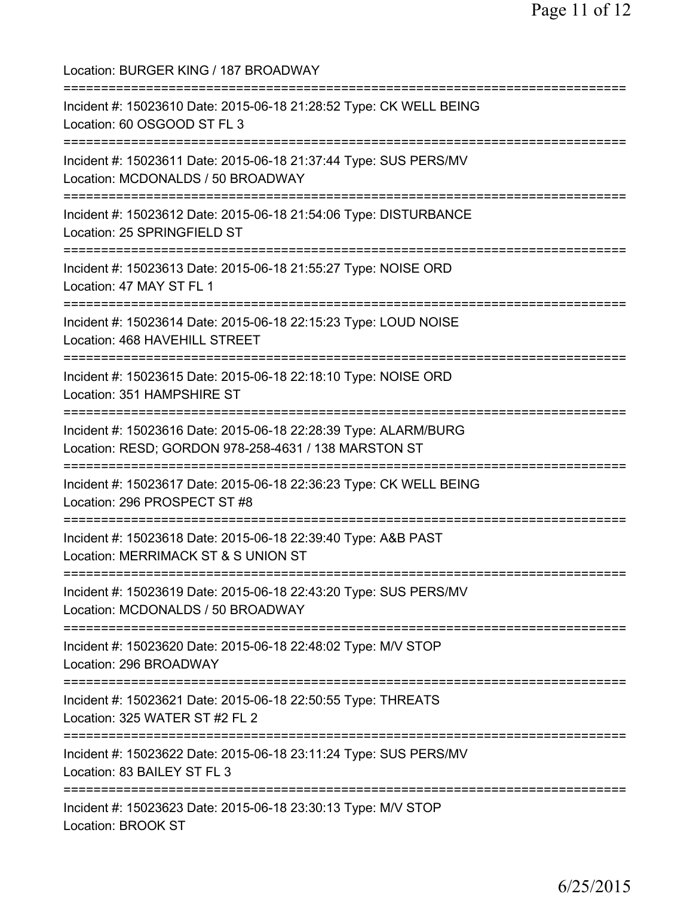Location: BURGER KING / 187 BROADWAY

===========================================================================

Incident #: 15023610 Date: 2015-06-18 21:28:52 Type: CK WELL BEING
Location: 60 OSGOOD ST FL 3

===========================================================================

Incident #: 15023611 Date: 2015-06-18 21:37:44 Type: SUS PERS/MV
Location: MCDONALDS / 50 BROADWAY

===========================================================================

Incident #: 15023612 Date: 2015-06-18 21:54:06 Type: DISTURBANCE
Location: 25 SPRINGFIELD ST

===========================================================================

Incident #: 15023613 Date: 2015-06-18 21:55:27 Type: NOISE ORD
Location: 47 MAY ST FL 1

===========================================================================

Incident #: 15023614 Date: 2015-06-18 22:15:23 Type: LOUD NOISE
Location: 468 HAVEHILL STREET

===========================================================================

Incident #: 15023615 Date: 2015-06-18 22:18:10 Type: NOISE ORD
Location: 351 HAMPSHIRE ST

===========================================================================

Incident #: 15023616 Date: 2015-06-18 22:28:39 Type: ALARM/BURG
Location: RESD; GORDON 978-258-4631 / 138 MARSTON ST

===========================================================================

Incident #: 15023617 Date: 2015-06-18 22:36:23 Type: CK WELL BEING
Location: 296 PROSPECT ST #8

===========================================================================

Incident #: 15023618 Date: 2015-06-18 22:39:40 Type: A&B PAST
Location: MERRIMACK ST & S UNION ST

===========================================================================

Incident #: 15023619 Date: 2015-06-18 22:43:20 Type: SUS PERS/MV
Location: MCDONALDS / 50 BROADWAY

===========================================================================

Incident #: 15023620 Date: 2015-06-18 22:48:02 Type: M/V STOP
Location: 296 BROADWAY

===========================================================================

Incident #: 15023621 Date: 2015-06-18 22:50:55 Type: THREATS
Location: 325 WATER ST #2 FL 2

===========================================================================

Incident #: 15023622 Date: 2015-06-18 23:11:24 Type: SUS PERS/MV
Location: 83 BAILEY ST FL 3

===========================================================================

Incident #: 15023623 Date: 2015-06-18 23:30:13 Type: M/V STOP
Location: BROOK ST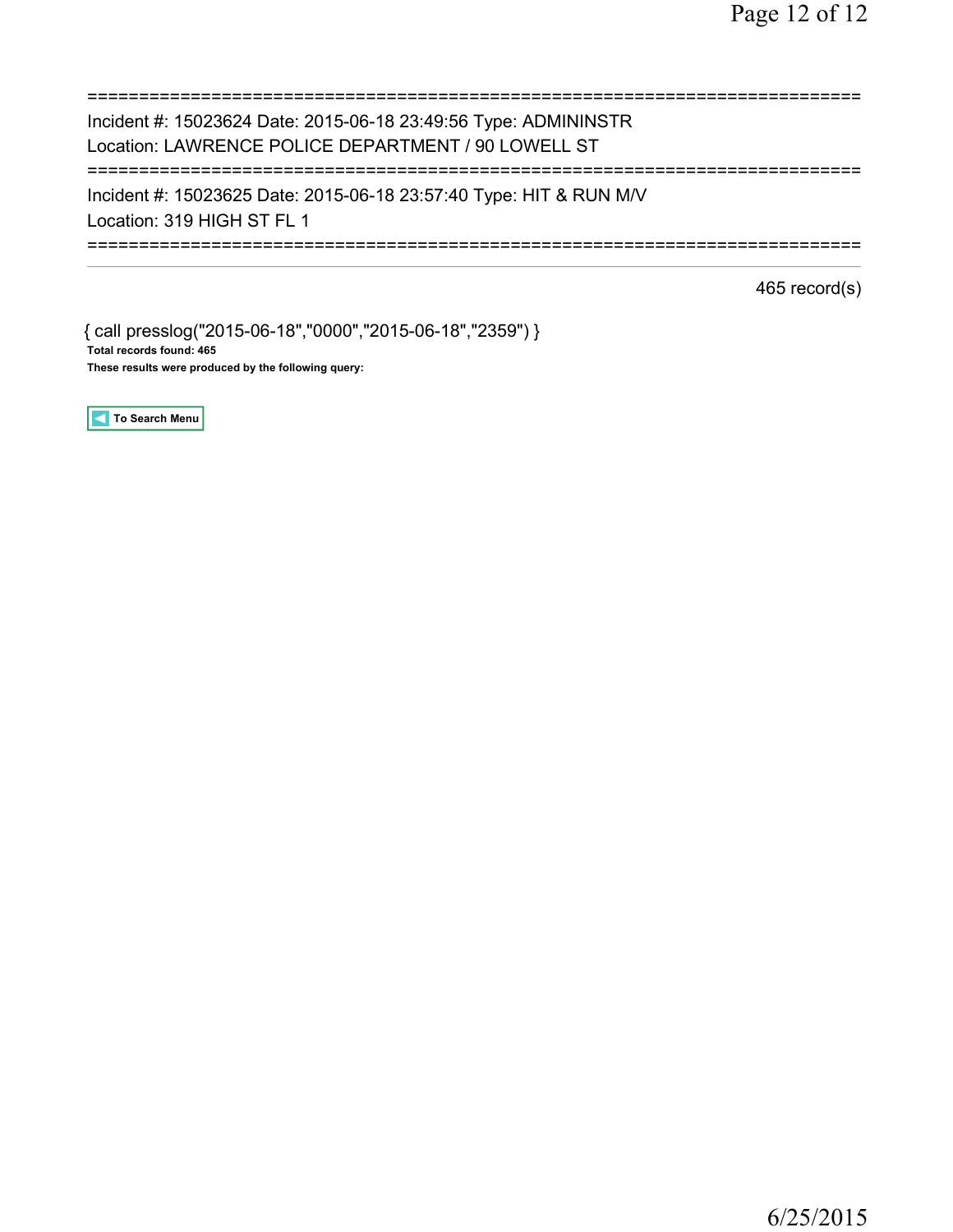===========================================================================

Incident #: 15023624 Date: 2015-06-18 23:49:56 Type: ADMININSTR

Location: LAWRENCE POLICE DEPARTMENT / 90 LOWELL ST

===========================================================================

Incident #: 15023625 Date: 2015-06-18 23:57:40 Type: HIT & RUN M/V

Location: 319 HIGH ST FL 1

===========================================================================

---

465 record(s)

{ call presslog("2015-06-18","0000","2015-06-18","2359") }

**Total records found: 465**

**These results were produced by the following query:**

**To Search Menu**